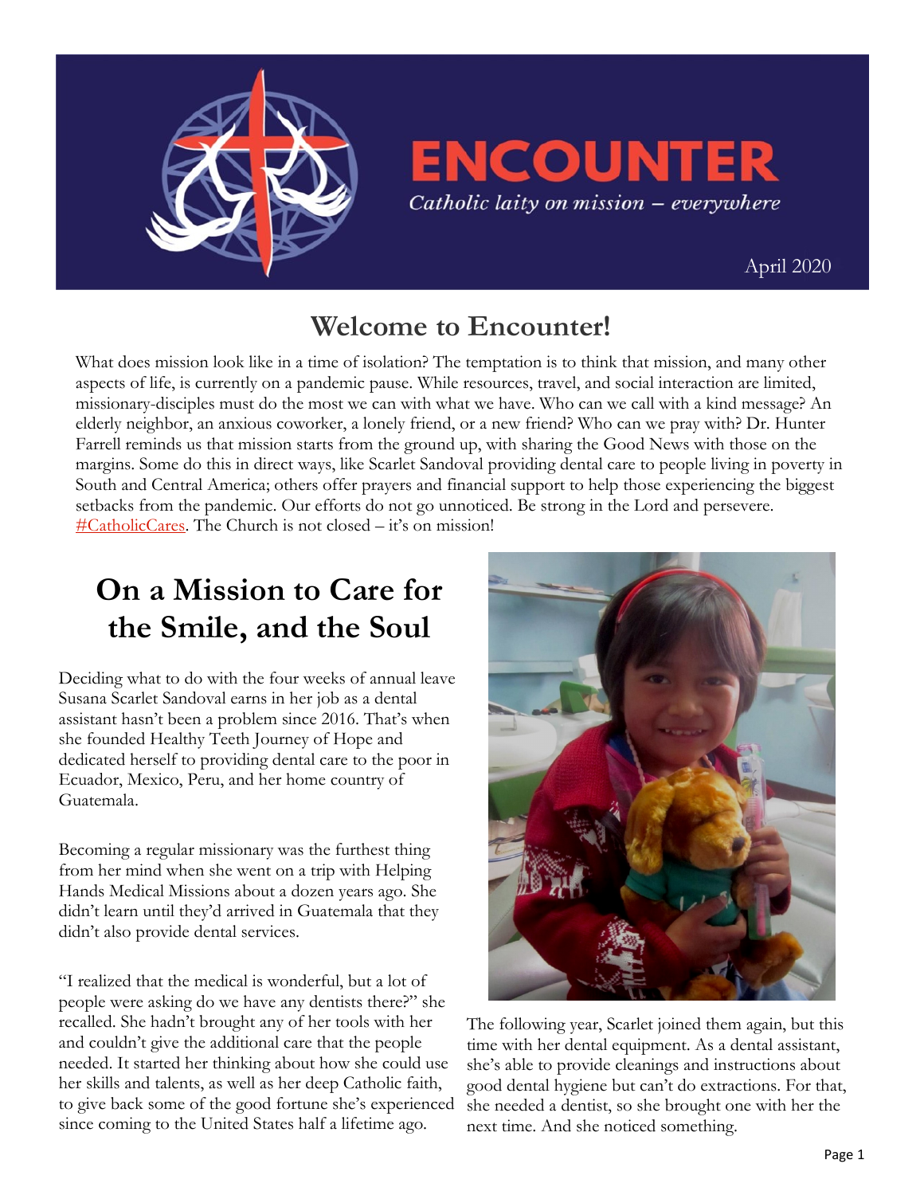# ENCOUNTER

*Catholic laity on mission – everywhere*

April 2020

## Welcome to Encounter!

What does mission look like in a time of isolation? The temptation is to think that mission, and many other aspects of life, is currently on a pandemic pause. While resources, travel, and social interaction are limited, missionary-disciples must do the most we can with what we have. Who can we call with a kind message? An elderly neighbor, an anxious coworker, a lonely friend, or a new friend? Who can we pray with? Dr. Hunter Farrell reminds us that mission starts from the ground up, with sharing the Good News with those on the margins. Some do this in direct ways, like Scarlet Sandoval providing dental care to people living in poverty in South and Central America; others offer prayers and financial support to help those experiencing the biggest setbacks from the pandemic. Our efforts do not go unnoticed. Be strong in the Lord and persevere. #CatholicCares. The Church is not closed – it's on mission!

## On a Mission to Care for the Smile, and the Soul

Deciding what to do with the four weeks of annual leave Susana Scarlet Sandoval earns in her job as a dental assistant hasn't been a problem since 2016. That's when she founded Healthy Teeth Journey of Hope and dedicated herself to providing dental care to the poor in Ecuador, Mexico, Peru, and her home country of Guatemala.

Becoming a regular missionary was the furthest thing from her mind when she went on a trip with Helping Hands Medical Missions about a dozen years ago. She didn't learn until they'd arrived in Guatemala that they didn't also provide dental services.

"I realized that the medical is wonderful, but a lot of people were asking do we have any dentists there?" she recalled. She hadn't brought any of her tools with her and couldn't give the additional care that the people needed. It started her thinking about how she could use her skills and talents, as well as her deep Catholic faith, to give back some of the good fortune she's experienced since coming to the United States half a lifetime ago.

The following year, Scarlet joined them again, but this time with her dental equipment. As a dental assistant, she's able to provide cleanings and instructions about good dental hygiene but can't do extractions. For that, she needed a dentist, so she brought one with her the next time. And she noticed something.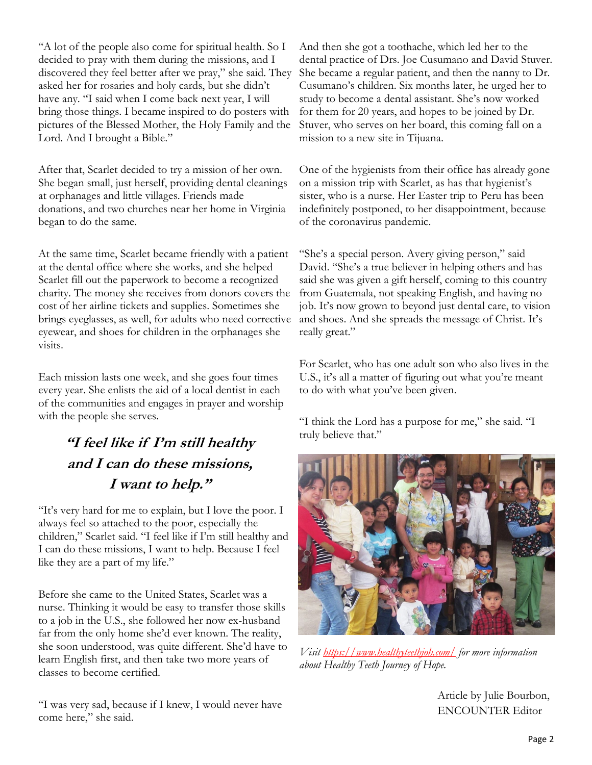"A lot of the people also come for spiritual health. So I decided to pray with them during the missions, and I discovered they feel better after we pray," she said. They asked her for rosaries and holy cards, but she didn't have any. "I said when I come back next year, I will bring those things. I became inspired to do posters with pictures of the Blessed Mother, the Holy Family and the Lord. And I brought a Bible."

After that, Scarlet decided to try a mission of her own. She began small, just herself, providing dental cleanings at orphanages and little villages. Friends made donations, and two churches near her home in Virginia began to do the same.

At the same time, Scarlet became friendly with a patient at the dental office where she works, and she helped Scarlet fill out the paperwork to become a recognized charity. The money she receives from donors covers the cost of her airline tickets and supplies. Sometimes she brings eyeglasses, as well, for adults who need corrective eyewear, and shoes for children in the orphanages she visits.

Each mission lasts one week, and she goes four times every year. She enlists the aid of a local dentist in each of the communities and engages in prayer and worship with the people she serves.

***"I feel like if I'm still healthy and I can do these missions, I want to help."***

"It's very hard for me to explain, but I love the poor. I always feel so attached to the poor, especially the children," Scarlet said. "I feel like if I'm still healthy and I can do these missions, I want to help. Because I feel like they are a part of my life."

Before she came to the United States, Scarlet was a nurse. Thinking it would be easy to transfer those skills to a job in the U.S., she followed her now ex-husband far from the only home she'd ever known. The reality, she soon understood, was quite different. She'd have to learn English first, and then take two more years of classes to become certified.

"I was very sad, because if I knew, I would never have come here," she said.

And then she got a toothache, which led her to the dental practice of Drs. Joe Cusumano and David Stuver. She became a regular patient, and then the nanny to Dr. Cusumano's children. Six months later, he urged her to study to become a dental assistant. She's now worked for them for 20 years, and hopes to be joined by Dr. Stuver, who serves on her board, this coming fall on a mission to a new site in Tijuana.

One of the hygienists from their office has already gone on a mission trip with Scarlet, as has that hygienist's sister, who is a nurse. Her Easter trip to Peru has been indefinitely postponed, to her disappointment, because of the coronavirus pandemic.

"She's a special person. Avery giving person," said David. "She's a true believer in helping others and has said she was given a gift herself, coming to this country from Guatemala, not speaking English, and having no job. It's now grown to beyond just dental care, to vision and shoes. And she spreads the message of Christ. It's really great."

For Scarlet, who has one adult son who also lives in the U.S., it's all a matter of figuring out what you're meant to do with what you've been given.

"I think the Lord has a purpose for me," she said. "I truly believe that."

*Visit [https://www.healthyteethjoh.com/](https://www.healthyteethjoh.com/) for more information about Healthy Teeth Journey of Hope.*

Article by Julie Bourbon,
ENCOUNTER Editor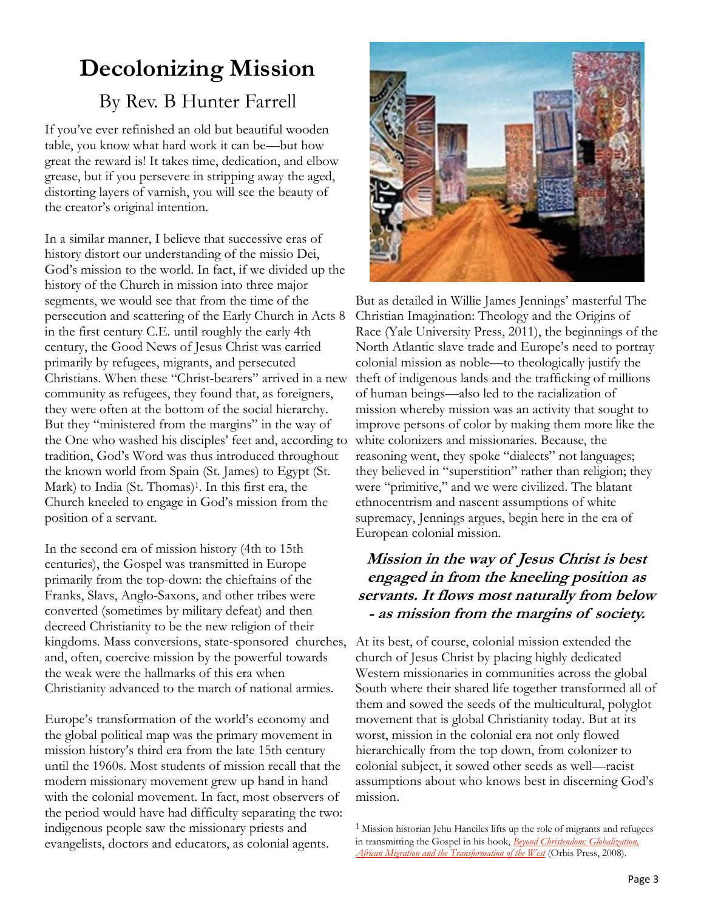# Decolonizing Mission

## By Rev. B Hunter Farrell

If you've ever refinished an old but beautiful wooden table, you know what hard work it can be—but how great the reward is! It takes time, dedication, and elbow grease, but if you persevere in stripping away the aged, distorting layers of varnish, you will see the beauty of the creator's original intention.

In a similar manner, I believe that successive eras of history distort our understanding of the missio Dei, God's mission to the world. In fact, if we divided up the history of the Church in mission into three major segments, we would see that from the time of the persecution and scattering of the Early Church in Acts 8 in the first century C.E. until roughly the early 4th century, the Good News of Jesus Christ was carried primarily by refugees, migrants, and persecuted Christians. When these "Christ-bearers" arrived in a new community as refugees, they found that, as foreigners, they were often at the bottom of the social hierarchy. But they "ministered from the margins" in the way of the One who washed his disciples' feet and, according to tradition, God's Word was thus introduced throughout the known world from Spain (St. James) to Egypt (St. Mark) to India (St. Thomas)[1]. In this first era, the Church kneeled to engage in God's mission from the position of a servant.

In the second era of mission history (4th to 15th centuries), the Gospel was transmitted in Europe primarily from the top-down: the chieftains of the Franks, Slavs, Anglo-Saxons, and other tribes were converted (sometimes by military defeat) and then decreed Christianity to be the new religion of their kingdoms. Mass conversions, state-sponsored churches, and, often, coercive mission by the powerful towards the weak were the hallmarks of this era when Christianity advanced to the march of national armies.

Europe's transformation of the world's economy and the global political map was the primary movement in mission history's third era from the late 15th century until the 1960s. Most students of mission recall that the modern missionary movement grew up hand in hand with the colonial movement. In fact, most observers of the period would have had difficulty separating the two: indigenous people saw the missionary priests and evangelists, doctors and educators, as colonial agents. But as detailed in Willie James Jennings' masterful The Christian Imagination: Theology and the Origins of Race (Yale University Press, 2011), the beginnings of the North Atlantic slave trade and Europe's need to portray colonial mission as noble—to theologically justify the theft of indigenous lands and the trafficking of millions of human beings—also led to the racialization of mission whereby mission was an activity that sought to improve persons of color by making them more like the white colonizers and missionaries. Because, the reasoning went, they spoke "dialects" not languages; they believed in "superstition" rather than religion; they were "primitive," and we were civilized. The blatant ethnocentrism and nascent assumptions of white supremacy, Jennings argues, begin here in the era of European colonial mission.

***Mission in the way of Jesus Christ is best engaged in from the kneeling position as servants. It flows most naturally from below - as mission from the margins of society.***

At its best, of course, colonial mission extended the church of Jesus Christ by placing highly dedicated Western missionaries in communities across the global South where their shared life together transformed all of them and sowed the seeds of the multicultural, polyglot movement that is global Christianity today. But at its worst, mission in the colonial era not only flowed hierarchically from the top down, from colonizer to colonial subject, it sowed other seeds as well—racist assumptions about who knows best in discerning God's mission.

[1] Mission historian Jehu Hanciles lifts up the role of migrants and refugees in transmitting the Gospel in his book, *Beyond Christendom: Globalization, African Migration and the Transformation of the West* (Orbis Press, 2008).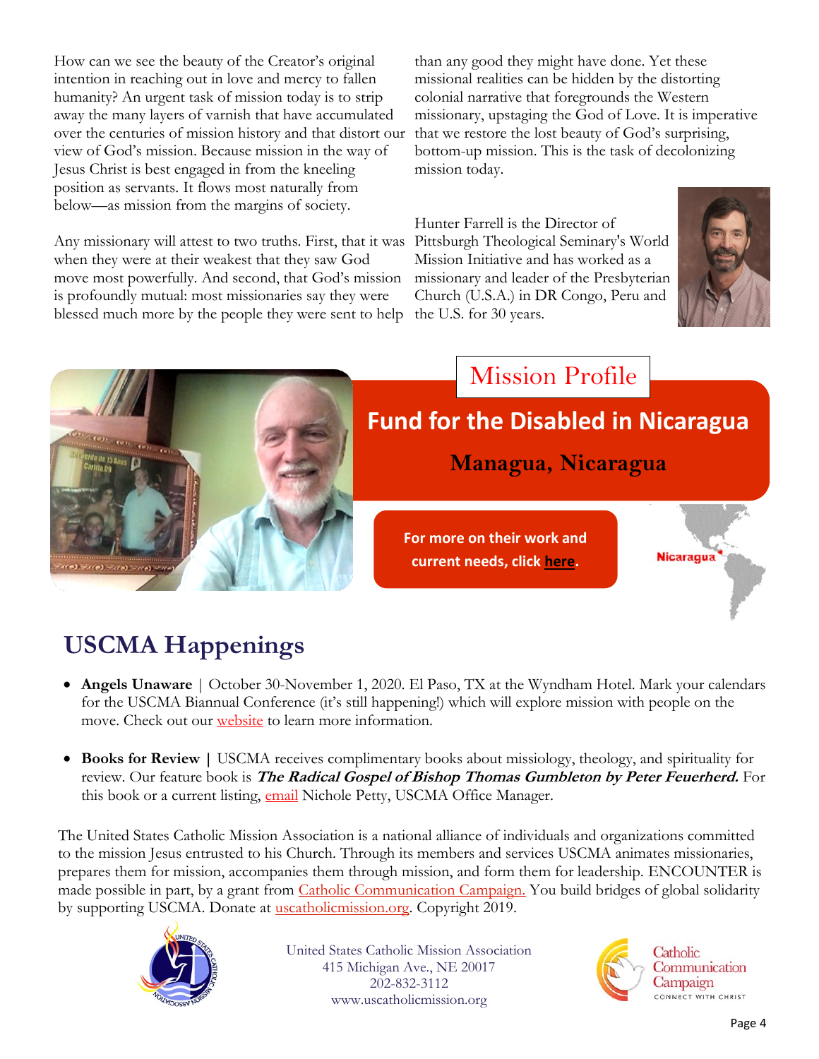How can we see the beauty of the Creator's original intention in reaching out in love and mercy to fallen humanity? An urgent task of mission today is to strip away the many layers of varnish that have accumulated over the centuries of mission history and that distort our view of God's mission. Because mission in the way of Jesus Christ is best engaged in from the kneeling position as servants. It flows most naturally from below—as mission from the margins of society.

Any missionary will attest to two truths. First, that it was when they were at their weakest that they saw God move most powerfully. And second, that God's mission is profoundly mutual: most missionaries say they were blessed much more by the people they were sent to help than any good they might have done. Yet these missional realities can be hidden by the distorting colonial narrative that foregrounds the Western missionary, upstaging the God of Love. It is imperative that we restore the lost beauty of God's surprising, bottom-up mission. This is the task of decolonizing mission today.

Hunter Farrell is the Director of Pittsburgh Theological Seminary's World Mission Initiative and has worked as a missionary and leader of the Presbyterian Church (U.S.A.) in DR Congo, Peru and the U.S. for 30 years.

## Mission Profile

### Fund for the Disabled in Nicaragua

**Managua, Nicaragua**

**For more on their work and current needs, click here.**

Nicaragua

# USCMA Happenings

- **Angels Unaware** | October 30-November 1, 2020. El Paso, TX at the Wyndham Hotel. Mark your calendars for the USCMA Biannual Conference (it's still happening!) which will explore mission with people on the move. Check out our website to learn more information.
- **Books for Review |** USCMA receives complimentary books about missiology, theology, and spirituality for review. Our feature book is ***The Radical Gospel of Bishop Thomas Gumbleton by Peter Feuerherd.*** For this book or a current listing, email Nichole Petty, USCMA Office Manager.

The United States Catholic Mission Association is a national alliance of individuals and organizations committed to the mission Jesus entrusted to his Church. Through its members and services USCMA animates missionaries, prepares them for mission, accompanies them through mission, and form them for leadership. ENCOUNTER is made possible in part, by a grant from Catholic Communication Campaign. You build bridges of global solidarity by supporting USCMA. Donate at uscatholicmission.org. Copyright 2019.

United States Catholic Mission Association
415 Michigan Ave., NE 20017
202-832-3112
www.uscatholicmission.org

Catholic Communication Campaign
CONNECT WITH CHRIST